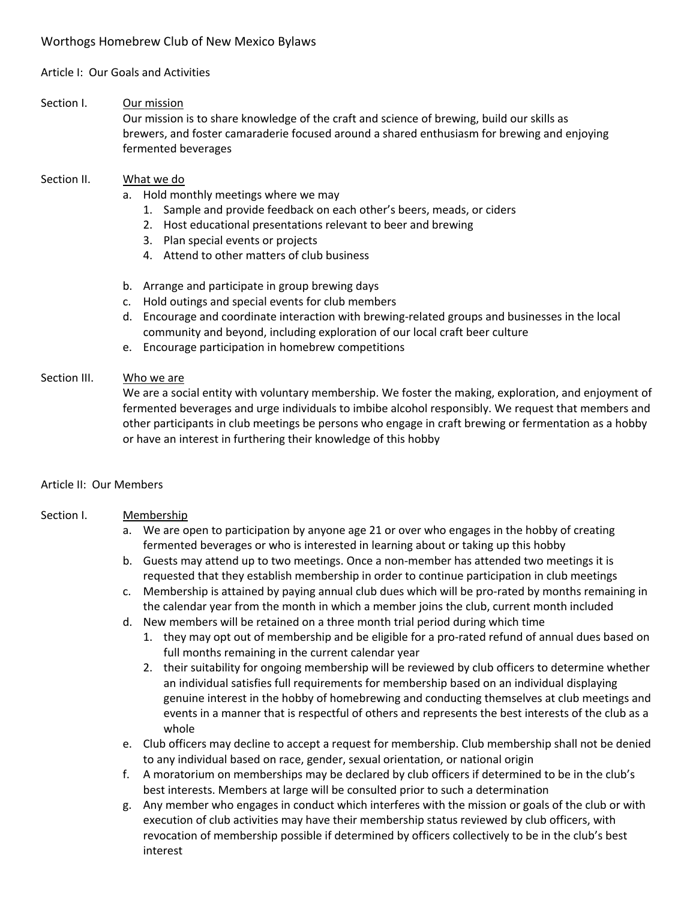# Worthogs Homebrew Club of New Mexico Bylaws

## Article I: Our Goals and Activities

### Section I. Our mission

Our mission is to share knowledge of the craft and science of brewing, build our skills as brewers, and foster camaraderie focused around a shared enthusiasm for brewing and enjoying fermented beverages

### Section II. What we do

a. Hold monthly meetings where we may
   1. Sample and provide feedback on each other's beers, meads, or ciders
   2. Host educational presentations relevant to beer and brewing
   3. Plan special events or projects
   4. Attend to other matters of club business

b. Arrange and participate in group brewing days

c. Hold outings and special events for club members

d. Encourage and coordinate interaction with brewing-related groups and businesses in the local community and beyond, including exploration of our local craft beer culture

e. Encourage participation in homebrew competitions

### Section III. Who we are

We are a social entity with voluntary membership. We foster the making, exploration, and enjoyment of fermented beverages and urge individuals to imbibe alcohol responsibly. We request that members and other participants in club meetings be persons who engage in craft brewing or fermentation as a hobby or have an interest in furthering their knowledge of this hobby

## Article II: Our Members

### Section I. Membership

a. We are open to participation by anyone age 21 or over who engages in the hobby of creating fermented beverages or who is interested in learning about or taking up this hobby

b. Guests may attend up to two meetings. Once a non-member has attended two meetings it is requested that they establish membership in order to continue participation in club meetings

c. Membership is attained by paying annual club dues which will be pro-rated by months remaining in the calendar year from the month in which a member joins the club, current month included

d. New members will be retained on a three month trial period during which time
   1. they may opt out of membership and be eligible for a pro-rated refund of annual dues based on full months remaining in the current calendar year
   2. their suitability for ongoing membership will be reviewed by club officers to determine whether an individual satisfies full requirements for membership based on an individual displaying genuine interest in the hobby of homebrewing and conducting themselves at club meetings and events in a manner that is respectful of others and represents the best interests of the club as a whole

e. Club officers may decline to accept a request for membership. Club membership shall not be denied to any individual based on race, gender, sexual orientation, or national origin

f. A moratorium on memberships may be declared by club officers if determined to be in the club's best interests. Members at large will be consulted prior to such a determination

g. Any member who engages in conduct which interferes with the mission or goals of the club or with execution of club activities may have their membership status reviewed by club officers, with revocation of membership possible if determined by officers collectively to be in the club's best interest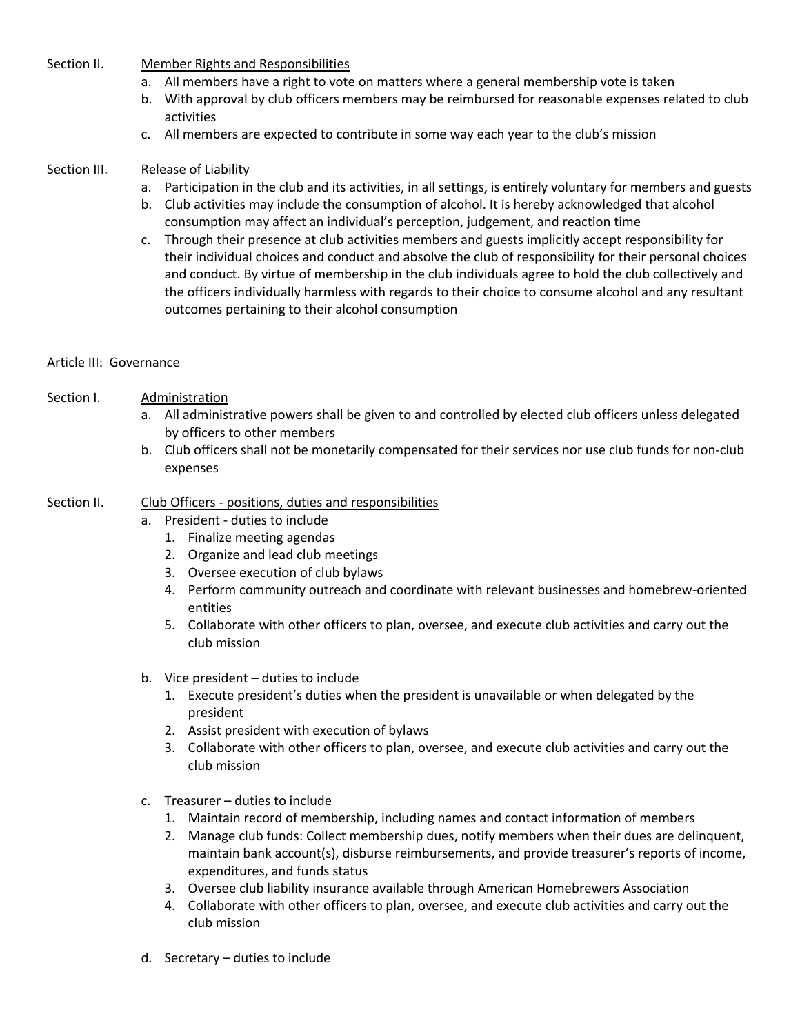Section II. Member Rights and Responsibilities

a. All members have a right to vote on matters where a general membership vote is taken
b. With approval by club officers members may be reimbursed for reasonable expenses related to club activities
c. All members are expected to contribute in some way each year to the club's mission

Section III. Release of Liability

a. Participation in the club and its activities, in all settings, is entirely voluntary for members and guests
b. Club activities may include the consumption of alcohol. It is hereby acknowledged that alcohol consumption may affect an individual's perception, judgement, and reaction time
c. Through their presence at club activities members and guests implicitly accept responsibility for their individual choices and conduct and absolve the club of responsibility for their personal choices and conduct. By virtue of membership in the club individuals agree to hold the club collectively and the officers individually harmless with regards to their choice to consume alcohol and any resultant outcomes pertaining to their alcohol consumption

## Article III: Governance

Section I. Administration

a. All administrative powers shall be given to and controlled by elected club officers unless delegated by officers to other members
b. Club officers shall not be monetarily compensated for their services nor use club funds for non-club expenses

Section II. Club Officers - positions, duties and responsibilities

a. President - duties to include
   1. Finalize meeting agendas
   2. Organize and lead club meetings
   3. Oversee execution of club bylaws
   4. Perform community outreach and coordinate with relevant businesses and homebrew-oriented entities
   5. Collaborate with other officers to plan, oversee, and execute club activities and carry out the club mission

b. Vice president – duties to include
   1. Execute president's duties when the president is unavailable or when delegated by the president
   2. Assist president with execution of bylaws
   3. Collaborate with other officers to plan, oversee, and execute club activities and carry out the club mission

c. Treasurer – duties to include
   1. Maintain record of membership, including names and contact information of members
   2. Manage club funds: Collect membership dues, notify members when their dues are delinquent, maintain bank account(s), disburse reimbursements, and provide treasurer's reports of income, expenditures, and funds status
   3. Oversee club liability insurance available through American Homebrewers Association
   4. Collaborate with other officers to plan, oversee, and execute club activities and carry out the club mission

d. Secretary – duties to include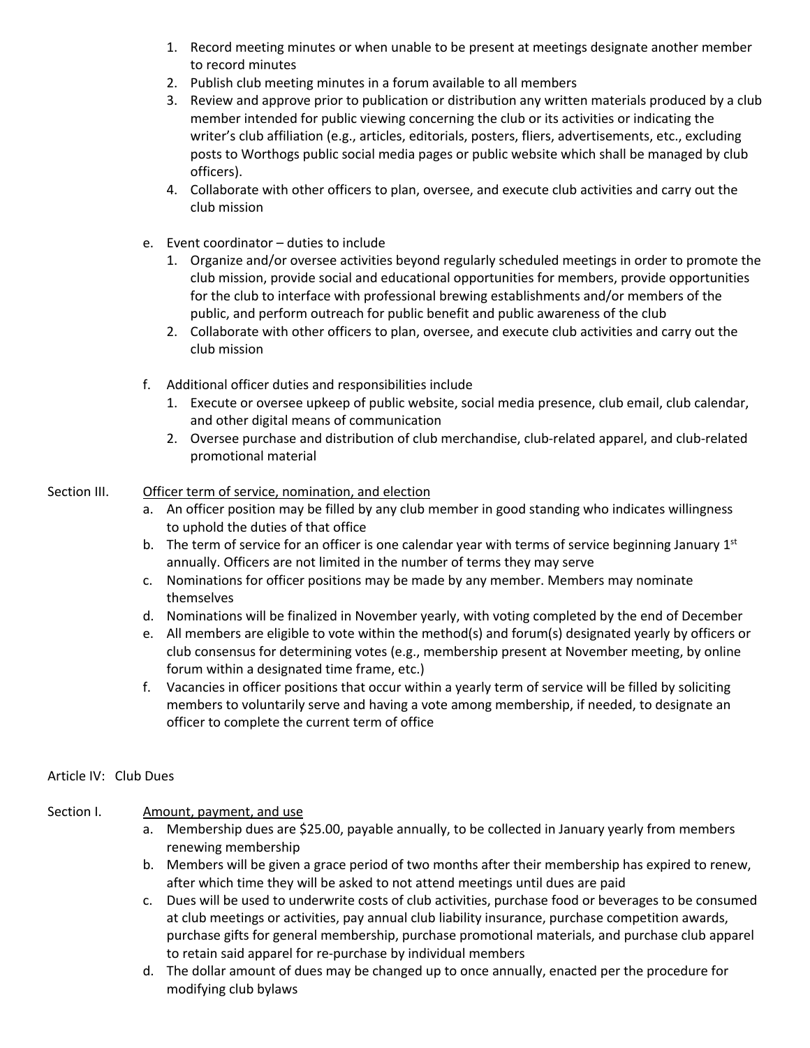1. Record meeting minutes or when unable to be present at meetings designate another member to record minutes
2. Publish club meeting minutes in a forum available to all members
3. Review and approve prior to publication or distribution any written materials produced by a club member intended for public viewing concerning the club or its activities or indicating the writer's club affiliation (e.g., articles, editorials, posters, fliers, advertisements, etc., excluding posts to Worthogs public social media pages or public website which shall be managed by club officers).
4. Collaborate with other officers to plan, oversee, and execute club activities and carry out the club mission

e. Event coordinator – duties to include
   1. Organize and/or oversee activities beyond regularly scheduled meetings in order to promote the club mission, provide social and educational opportunities for members, provide opportunities for the club to interface with professional brewing establishments and/or members of the public, and perform outreach for public benefit and public awareness of the club
   2. Collaborate with other officers to plan, oversee, and execute club activities and carry out the club mission

f. Additional officer duties and responsibilities include
   1. Execute or oversee upkeep of public website, social media presence, club email, club calendar, and other digital means of communication
   2. Oversee purchase and distribution of club merchandise, club-related apparel, and club-related promotional material

Section III. Officer term of service, nomination, and election

a. An officer position may be filled by any club member in good standing who indicates willingness to uphold the duties of that office
b. The term of service for an officer is one calendar year with terms of service beginning January 1st annually. Officers are not limited in the number of terms they may serve
c. Nominations for officer positions may be made by any member. Members may nominate themselves
d. Nominations will be finalized in November yearly, with voting completed by the end of December
e. All members are eligible to vote within the method(s) and forum(s) designated yearly by officers or club consensus for determining votes (e.g., membership present at November meeting, by online forum within a designated time frame, etc.)
f. Vacancies in officer positions that occur within a yearly term of service will be filled by soliciting members to voluntarily serve and having a vote among membership, if needed, to designate an officer to complete the current term of office

## Article IV: Club Dues

Section I. Amount, payment, and use

a. Membership dues are $25.00, payable annually, to be collected in January yearly from members renewing membership
b. Members will be given a grace period of two months after their membership has expired to renew, after which time they will be asked to not attend meetings until dues are paid
c. Dues will be used to underwrite costs of club activities, purchase food or beverages to be consumed at club meetings or activities, pay annual club liability insurance, purchase competition awards, purchase gifts for general membership, purchase promotional materials, and purchase club apparel to retain said apparel for re-purchase by individual members
d. The dollar amount of dues may be changed up to once annually, enacted per the procedure for modifying club bylaws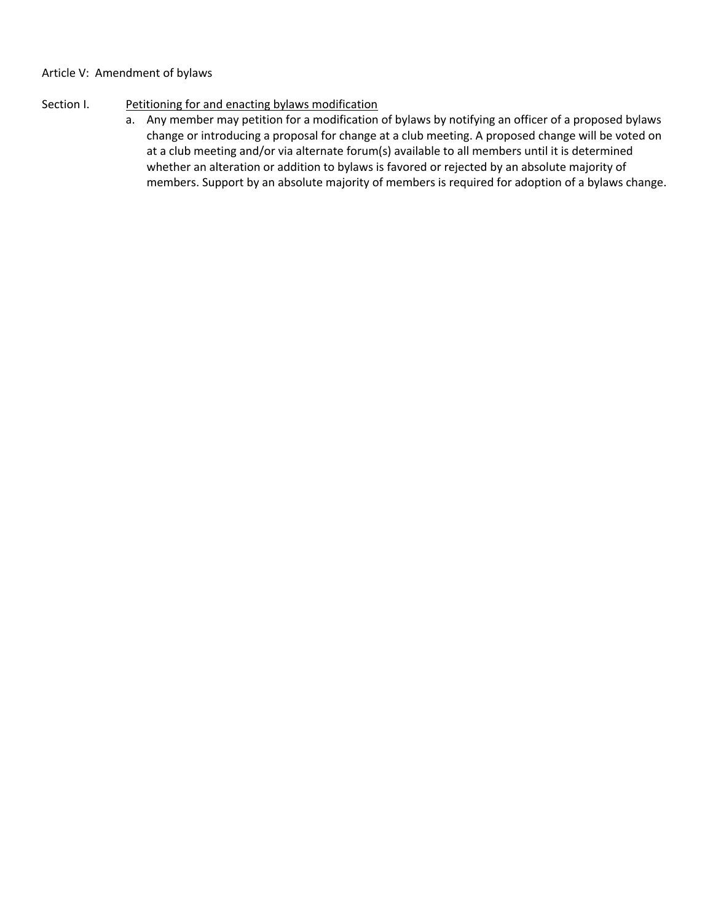## Article V: Amendment of bylaws

### Section I. Petitioning for and enacting bylaws modification

a. Any member may petition for a modification of bylaws by notifying an officer of a proposed bylaws change or introducing a proposal for change at a club meeting. A proposed change will be voted on at a club meeting and/or via alternate forum(s) available to all members until it is determined whether an alteration or addition to bylaws is favored or rejected by an absolute majority of members. Support by an absolute majority of members is required for adoption of a bylaws change.